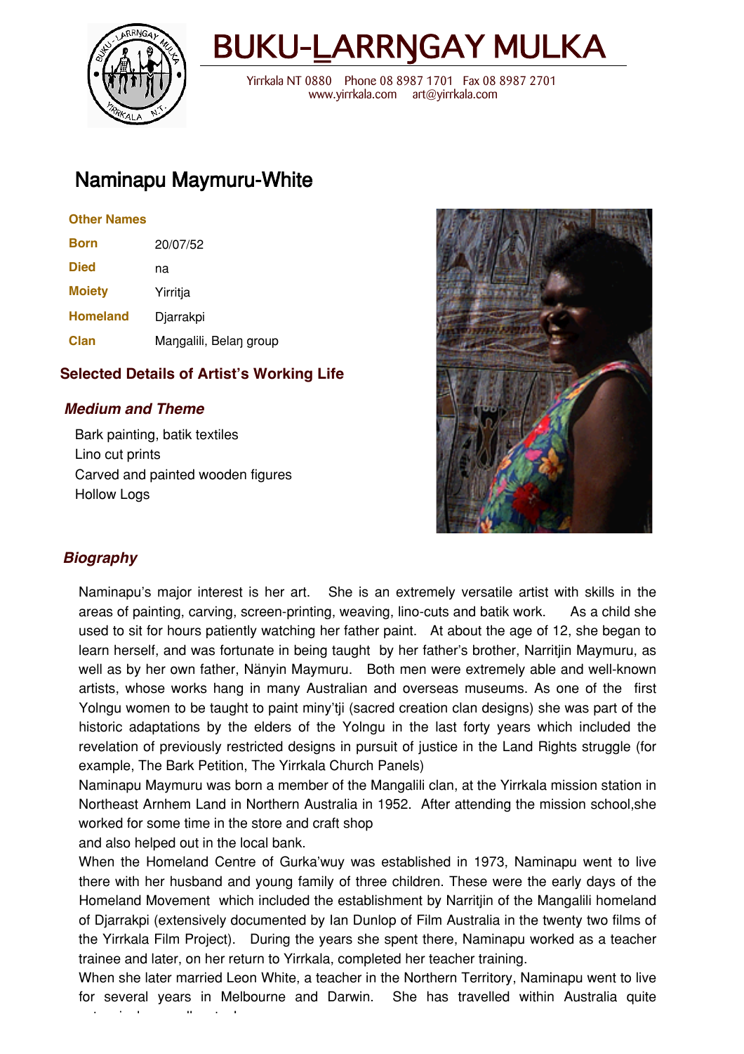# BUKU-LARRŊGAY MULKA

Yirrkala NT 0880 Phone 08 8987 1701 Fax 08 8987 2701
www.yirrkala.com art@yirrkala.com

## Naminapu Maymuru-White

| | |
|---|---|
| **Other Names** | |
| **Born** | 20/07/52 |
| **Died** | na |
| **Moiety** | Yirritja |
| **Homeland** | Djarrakpi |
| **Clan** | Maŋgalili, Belaŋ group |

### Selected Details of Artist's Working Life

#### *Medium and Theme*

Bark painting, batik textiles
Lino cut prints
Carved and painted wooden figures
Hollow Logs

#### *Biography*

Naminapu's major interest is her art. She is an extremely versatile artist with skills in the areas of painting, carving, screen-printing, weaving, lino-cuts and batik work. As a child she used to sit for hours patiently watching her father paint. At about the age of 12, she began to learn herself, and was fortunate in being taught by her father's brother, Narritjin Maymuru, as well as by her own father, Nänyin Maymuru. Both men were extremely able and well-known artists, whose works hang in many Australian and overseas museums. As one of the first Yolngu women to be taught to paint miny'tji (sacred creation clan designs) she was part of the historic adaptations by the elders of the Yolngu in the last forty years which included the revelation of previously restricted designs in pursuit of justice in the Land Rights struggle (for example, The Bark Petition, The Yirrkala Church Panels)

Naminapu Maymuru was born a member of the Mangalili clan, at the Yirrkala mission station in Northeast Arnhem Land in Northern Australia in 1952. After attending the mission school,she worked for some time in the store and craft shop
and also helped out in the local bank.

When the Homeland Centre of Gurka'wuy was established in 1973, Naminapu went to live there with her husband and young family of three children. These were the early days of the Homeland Movement which included the establishment by Narritjin of the Mangalili homeland of Djarrakpi (extensively documented by Ian Dunlop of Film Australia in the twenty two films of the Yirrkala Film Project). During the years she spent there, Naminapu worked as a teacher trainee and later, on her return to Yirrkala, completed her teacher training.

When she later married Leon White, a teacher in the Northern Territory, Naminapu went to live for several years in Melbourne and Darwin. She has travelled within Australia quite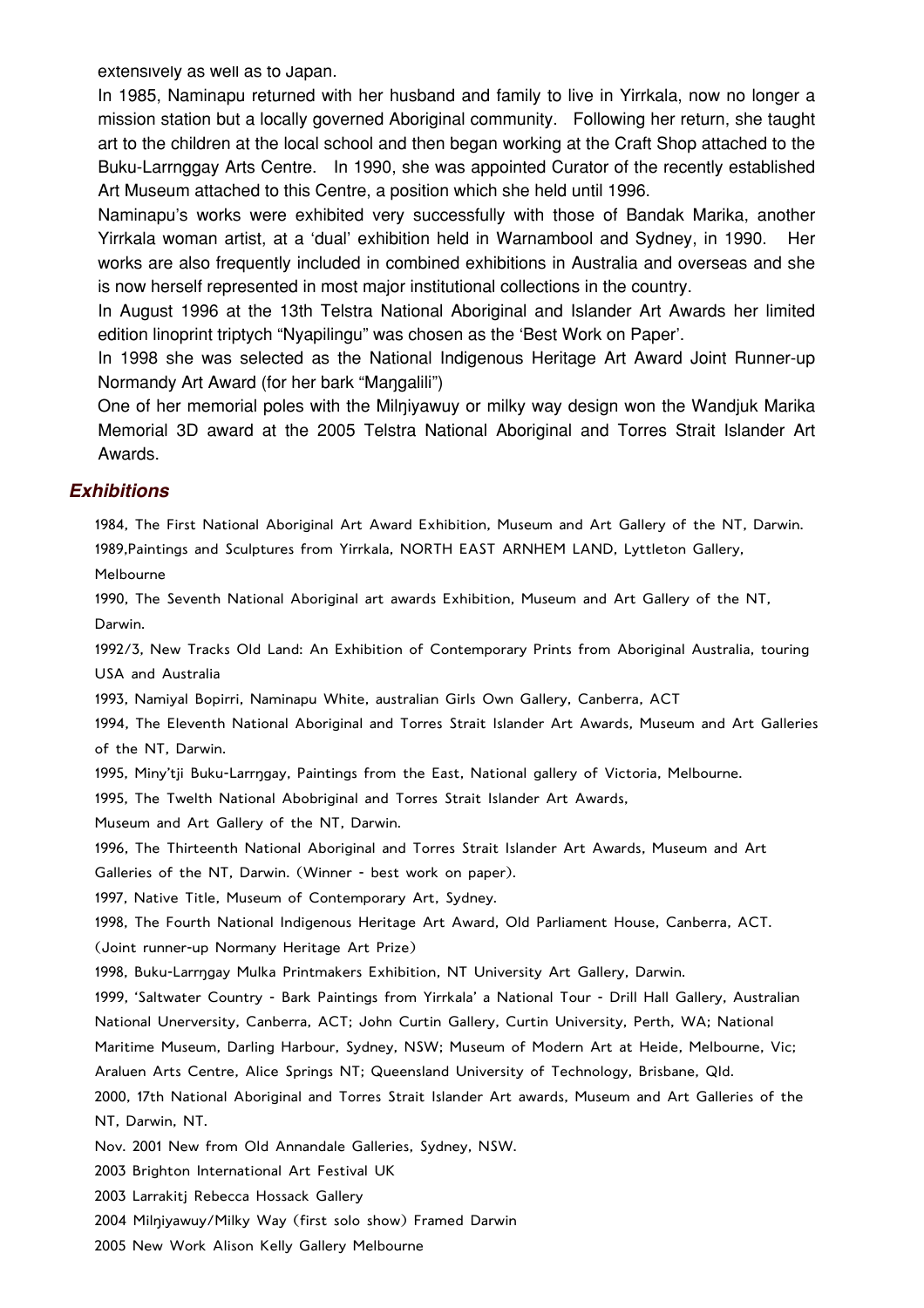extensively as well as to Japan.

In 1985, Naminapu returned with her husband and family to live in Yirrkala, now no longer a mission station but a locally governed Aboriginal community. Following her return, she taught art to the children at the local school and then began working at the Craft Shop attached to the Buku-Larrnggay Arts Centre. In 1990, she was appointed Curator of the recently established Art Museum attached to this Centre, a position which she held until 1996.

Naminapu's works were exhibited very successfully with those of Bandak Marika, another Yirrkala woman artist, at a 'dual' exhibition held in Warnambool and Sydney, in 1990. Her works are also frequently included in combined exhibitions in Australia and overseas and she is now herself represented in most major institutional collections in the country.

In August 1996 at the 13th Telstra National Aboriginal and Islander Art Awards her limited edition linoprint triptych "Nyapilingu" was chosen as the 'Best Work on Paper'.

In 1998 she was selected as the National Indigenous Heritage Art Award Joint Runner-up Normandy Art Award (for her bark "Maŋgalili")

One of her memorial poles with the Milŋiyawuy or milky way design won the Wandjuk Marika Memorial 3D award at the 2005 Telstra National Aboriginal and Torres Strait Islander Art Awards.

## *Exhibitions*

1984, The First National Aboriginal Art Award Exhibition, Museum and Art Gallery of the NT, Darwin.

1989,Paintings and Sculptures from Yirrkala, NORTH EAST ARNHEM LAND, Lyttleton Gallery, Melbourne

1990, The Seventh National Aboriginal art awards Exhibition, Museum and Art Gallery of the NT, Darwin.

1992/3, New Tracks Old Land: An Exhibition of Contemporary Prints from Aboriginal Australia, touring USA and Australia

1993, Namiyal Bopirri, Naminapu White, australian Girls Own Gallery, Canberra, ACT

1994, The Eleventh National Aboriginal and Torres Strait Islander Art Awards, Museum and Art Galleries of the NT, Darwin.

1995, Miny'tji Buku-Larrŋgay, Paintings from the East, National gallery of Victoria, Melbourne.

1995, The Twelth National Abobriginal and Torres Strait Islander Art Awards, Museum and Art Gallery of the NT, Darwin.

1996, The Thirteenth National Aboriginal and Torres Strait Islander Art Awards, Museum and Art Galleries of the NT, Darwin. (Winner - best work on paper).

1997, Native Title, Museum of Contemporary Art, Sydney.

1998, The Fourth National Indigenous Heritage Art Award, Old Parliament House, Canberra, ACT. (Joint runner-up Normany Heritage Art Prize)

1998, Buku-Larrŋgay Mulka Printmakers Exhibition, NT University Art Gallery, Darwin.

1999, 'Saltwater Country - Bark Paintings from Yirrkala' a National Tour - Drill Hall Gallery, Australian National Unerversity, Canberra, ACT; John Curtin Gallery, Curtin University, Perth, WA; National Maritime Museum, Darling Harbour, Sydney, NSW; Museum of Modern Art at Heide, Melbourne, Vic; Araluen Arts Centre, Alice Springs NT; Queensland University of Technology, Brisbane, Qld.

2000, 17th National Aboriginal and Torres Strait Islander Art awards, Museum and Art Galleries of the NT, Darwin, NT.

Nov. 2001 New from Old Annandale Galleries, Sydney, NSW.

2003 Brighton International Art Festival UK

2003 Larrakitj Rebecca Hossack Gallery

2004 Milŋiyawuy/Milky Way (first solo show) Framed Darwin

2005 New Work Alison Kelly Gallery Melbourne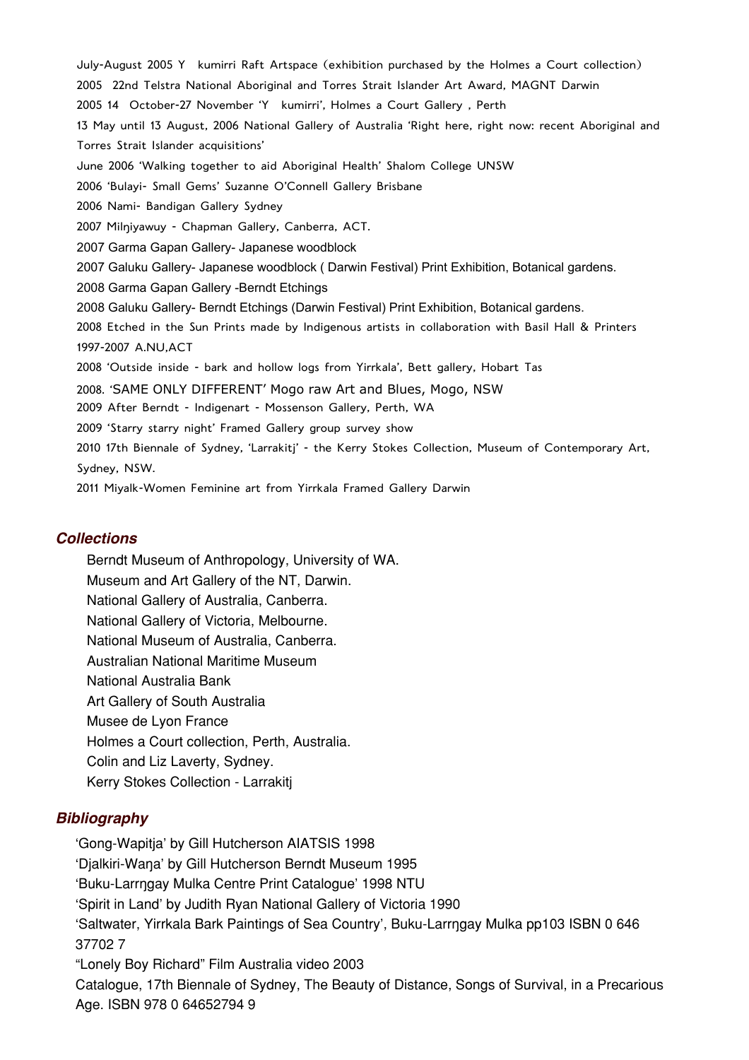July-August 2005 Y kumirri Raft Artspace (exhibition purchased by the Holmes a Court collection)

2005 22nd Telstra National Aboriginal and Torres Strait Islander Art Award, MAGNT Darwin

2005 14 October-27 November 'Y kumirri', Holmes a Court Gallery , Perth

13 May until 13 August, 2006 National Gallery of Australia 'Right here, right now: recent Aboriginal and Torres Strait Islander acquisitions'

June 2006 'Walking together to aid Aboriginal Health' Shalom College UNSW

2006 'Bulayi- Small Gems' Suzanne O'Connell Gallery Brisbane

2006 Nami- Bandigan Gallery Sydney

2007 Milŋiyawuy - Chapman Gallery, Canberra, ACT.

2007 Garma Gapan Gallery- Japanese woodblock

2007 Galuku Gallery- Japanese woodblock ( Darwin Festival) Print Exhibition, Botanical gardens.

2008 Garma Gapan Gallery -Berndt Etchings

2008 Galuku Gallery- Berndt Etchings (Darwin Festival) Print Exhibition, Botanical gardens.

2008 Etched in the Sun Prints made by Indigenous artists in collaboration with Basil Hall & Printers 1997-2007 A.NU,ACT

2008 'Outside inside - bark and hollow logs from Yirrkala', Bett gallery, Hobart Tas

2008. 'SAME ONLY DIFFERENT' Mogo raw Art and Blues, Mogo, NSW

2009 After Berndt - Indigenart - Mossenson Gallery, Perth, WA

2009 'Starry starry night' Framed Gallery group survey show

2010 17th Biennale of Sydney, 'Larrakitj' - the Kerry Stokes Collection, Museum of Contemporary Art, Sydney, NSW.

2011 Miyalk-Women Feminine art from Yirrkala Framed Gallery Darwin

## *Collections*

Berndt Museum of Anthropology, University of WA.
Museum and Art Gallery of the NT, Darwin.
National Gallery of Australia, Canberra.
National Gallery of Victoria, Melbourne.
National Museum of Australia, Canberra.
Australian National Maritime Museum
National Australia Bank
Art Gallery of South Australia
Musee de Lyon France
Holmes a Court collection, Perth, Australia.
Colin and Liz Laverty, Sydney.
Kerry Stokes Collection - Larrakitj

## *Bibliography*

'Gong-Wapitja' by Gill Hutcherson AIATSIS 1998
'Djalkiri-Waŋa' by Gill Hutcherson Berndt Museum 1995
'Buku-Larrŋgay Mulka Centre Print Catalogue' 1998 NTU
'Spirit in Land' by Judith Ryan National Gallery of Victoria 1990
'Saltwater, Yirrkala Bark Paintings of Sea Country', Buku-Larrŋgay Mulka pp103 ISBN 0 646 37702 7
"Lonely Boy Richard" Film Australia video 2003
Catalogue, 17th Biennale of Sydney, The Beauty of Distance, Songs of Survival, in a Precarious Age. ISBN 978 0 64652794 9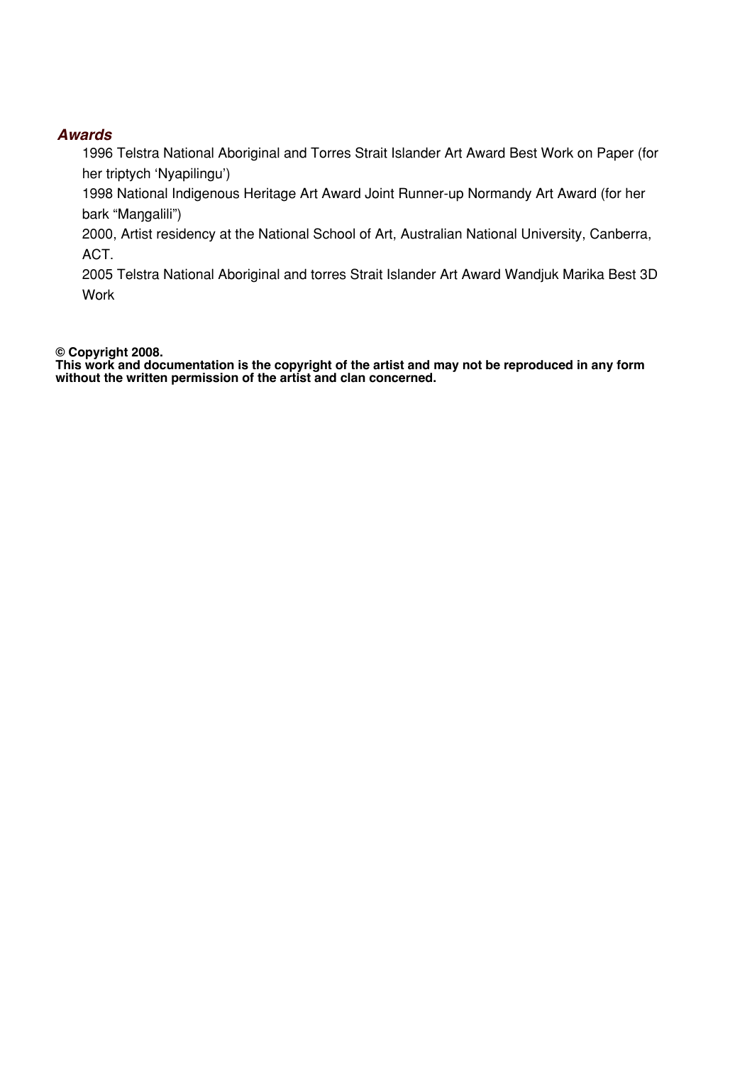## *Awards*

1996 Telstra National Aboriginal and Torres Strait Islander Art Award Best Work on Paper (for her triptych 'Nyapilingu')

1998 National Indigenous Heritage Art Award Joint Runner-up Normandy Art Award (for her bark "Maŋgalili")

2000, Artist residency at the National School of Art, Australian National University, Canberra, ACT.

2005 Telstra National Aboriginal and torres Strait Islander Art Award Wandjuk Marika Best 3D Work

**© Copyright 2008.**
**This work and documentation is the copyright of the artist and may not be reproduced in any form without the written permission of the artist and clan concerned.**